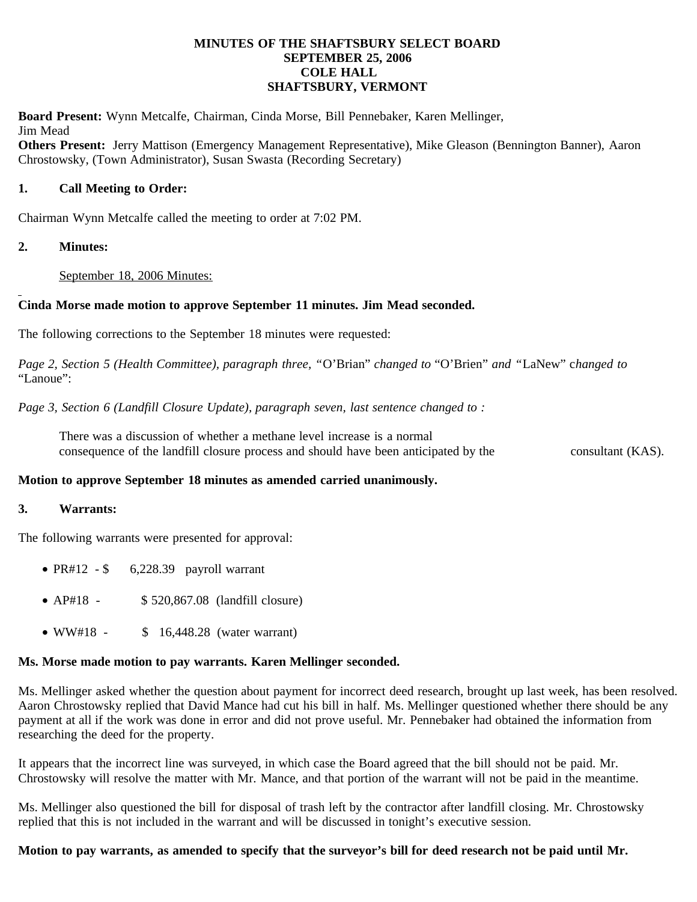# MINUTES OF THE SHAFTSBURY SELECT BOARD
## SEPTEMBER 25, 2006
## COLE HALL
## SHAFTSBURY, VERMONT

**Board Present:** Wynn Metcalfe, Chairman, Cinda Morse, Bill Pennebaker, Karen Mellinger, Jim Mead
**Others Present:** Jerry Mattison (Emergency Management Representative), Mike Gleason (Bennington Banner), Aaron Chrostowsky, (Town Administrator), Susan Swasta (Recording Secretary)

**1. Call Meeting to Order:**

Chairman Wynn Metcalfe called the meeting to order at 7:02 PM.

**2. Minutes:**

September 18, 2006 Minutes:

**Cinda Morse made motion to approve September 11 minutes. Jim Mead seconded.**

The following corrections to the September 18 minutes were requested:

*Page 2, Section 5 (Health Committee), paragraph three,* "O'Brian" *changed to* "O'Brien" *and* "LaNew" *changed to* "Lanoue":

*Page 3, Section 6 (Landfill Closure Update), paragraph seven, last sentence changed to :*

> There was a discussion of whether a methane level increase is a normal consequence of the landfill closure process and should have been anticipated by the consultant (KAS).

**Motion to approve September 18 minutes as amended carried unanimously.**

**3. Warrants:**

The following warrants were presented for approval:

- PR#12 - $ 6,228.39 payroll warrant
- AP#18 - $ 520,867.08 (landfill closure)
- WW#18 - $ 16,448.28 (water warrant)

**Ms. Morse made motion to pay warrants. Karen Mellinger seconded.**

Ms. Mellinger asked whether the question about payment for incorrect deed research, brought up last week, has been resolved. Aaron Chrostowsky replied that David Mance had cut his bill in half. Ms. Mellinger questioned whether there should be any payment at all if the work was done in error and did not prove useful. Mr. Pennebaker had obtained the information from researching the deed for the property.

It appears that the incorrect line was surveyed, in which case the Board agreed that the bill should not be paid. Mr. Chrostowsky will resolve the matter with Mr. Mance, and that portion of the warrant will not be paid in the meantime.

Ms. Mellinger also questioned the bill for disposal of trash left by the contractor after landfill closing. Mr. Chrostowsky replied that this is not included in the warrant and will be discussed in tonight's executive session.

**Motion to pay warrants, as amended to specify that the surveyor's bill for deed research not be paid until Mr.**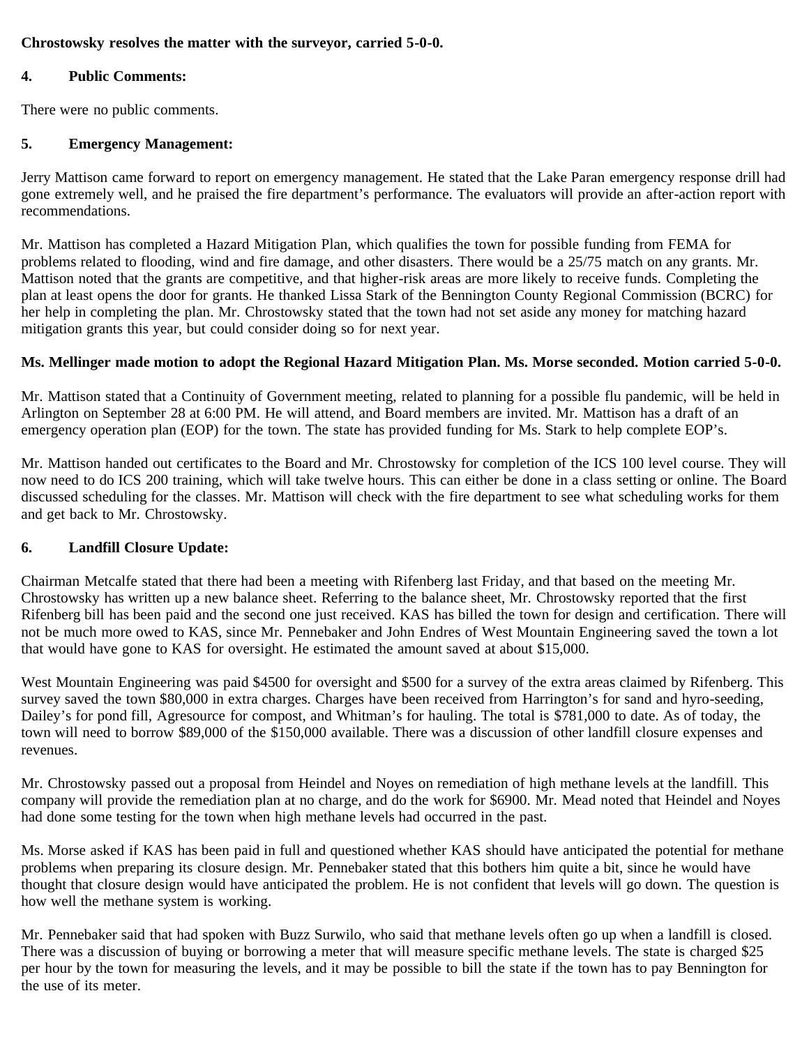**Chrostowsky resolves the matter with the surveyor, carried 5-0-0.**

**4. Public Comments:**

There were no public comments.

**5. Emergency Management:**

Jerry Mattison came forward to report on emergency management. He stated that the Lake Paran emergency response drill had gone extremely well, and he praised the fire department's performance. The evaluators will provide an after-action report with recommendations.

Mr. Mattison has completed a Hazard Mitigation Plan, which qualifies the town for possible funding from FEMA for problems related to flooding, wind and fire damage, and other disasters. There would be a 25/75 match on any grants. Mr. Mattison noted that the grants are competitive, and that higher-risk areas are more likely to receive funds. Completing the plan at least opens the door for grants. He thanked Lissa Stark of the Bennington County Regional Commission (BCRC) for her help in completing the plan. Mr. Chrostowsky stated that the town had not set aside any money for matching hazard mitigation grants this year, but could consider doing so for next year.

**Ms. Mellinger made motion to adopt the Regional Hazard Mitigation Plan. Ms. Morse seconded. Motion carried 5-0-0.**

Mr. Mattison stated that a Continuity of Government meeting, related to planning for a possible flu pandemic, will be held in Arlington on September 28 at 6:00 PM. He will attend, and Board members are invited. Mr. Mattison has a draft of an emergency operation plan (EOP) for the town. The state has provided funding for Ms. Stark to help complete EOP's.

Mr. Mattison handed out certificates to the Board and Mr. Chrostowsky for completion of the ICS 100 level course. They will now need to do ICS 200 training, which will take twelve hours. This can either be done in a class setting or online. The Board discussed scheduling for the classes. Mr. Mattison will check with the fire department to see what scheduling works for them and get back to Mr. Chrostowsky.

**6. Landfill Closure Update:**

Chairman Metcalfe stated that there had been a meeting with Rifenberg last Friday, and that based on the meeting Mr. Chrostowsky has written up a new balance sheet. Referring to the balance sheet, Mr. Chrostowsky reported that the first Rifenberg bill has been paid and the second one just received. KAS has billed the town for design and certification. There will not be much more owed to KAS, since Mr. Pennebaker and John Endres of West Mountain Engineering saved the town a lot that would have gone to KAS for oversight. He estimated the amount saved at about $15,000.

West Mountain Engineering was paid $4500 for oversight and $500 for a survey of the extra areas claimed by Rifenberg. This survey saved the town $80,000 in extra charges. Charges have been received from Harrington's for sand and hyro-seeding, Dailey's for pond fill, Agresource for compost, and Whitman's for hauling. The total is $781,000 to date. As of today, the town will need to borrow $89,000 of the $150,000 available. There was a discussion of other landfill closure expenses and revenues.

Mr. Chrostowsky passed out a proposal from Heindel and Noyes on remediation of high methane levels at the landfill. This company will provide the remediation plan at no charge, and do the work for $6900. Mr. Mead noted that Heindel and Noyes had done some testing for the town when high methane levels had occurred in the past.

Ms. Morse asked if KAS has been paid in full and questioned whether KAS should have anticipated the potential for methane problems when preparing its closure design. Mr. Pennebaker stated that this bothers him quite a bit, since he would have thought that closure design would have anticipated the problem. He is not confident that levels will go down. The question is how well the methane system is working.

Mr. Pennebaker said that had spoken with Buzz Surwilo, who said that methane levels often go up when a landfill is closed. There was a discussion of buying or borrowing a meter that will measure specific methane levels. The state is charged $25 per hour by the town for measuring the levels, and it may be possible to bill the state if the town has to pay Bennington for the use of its meter.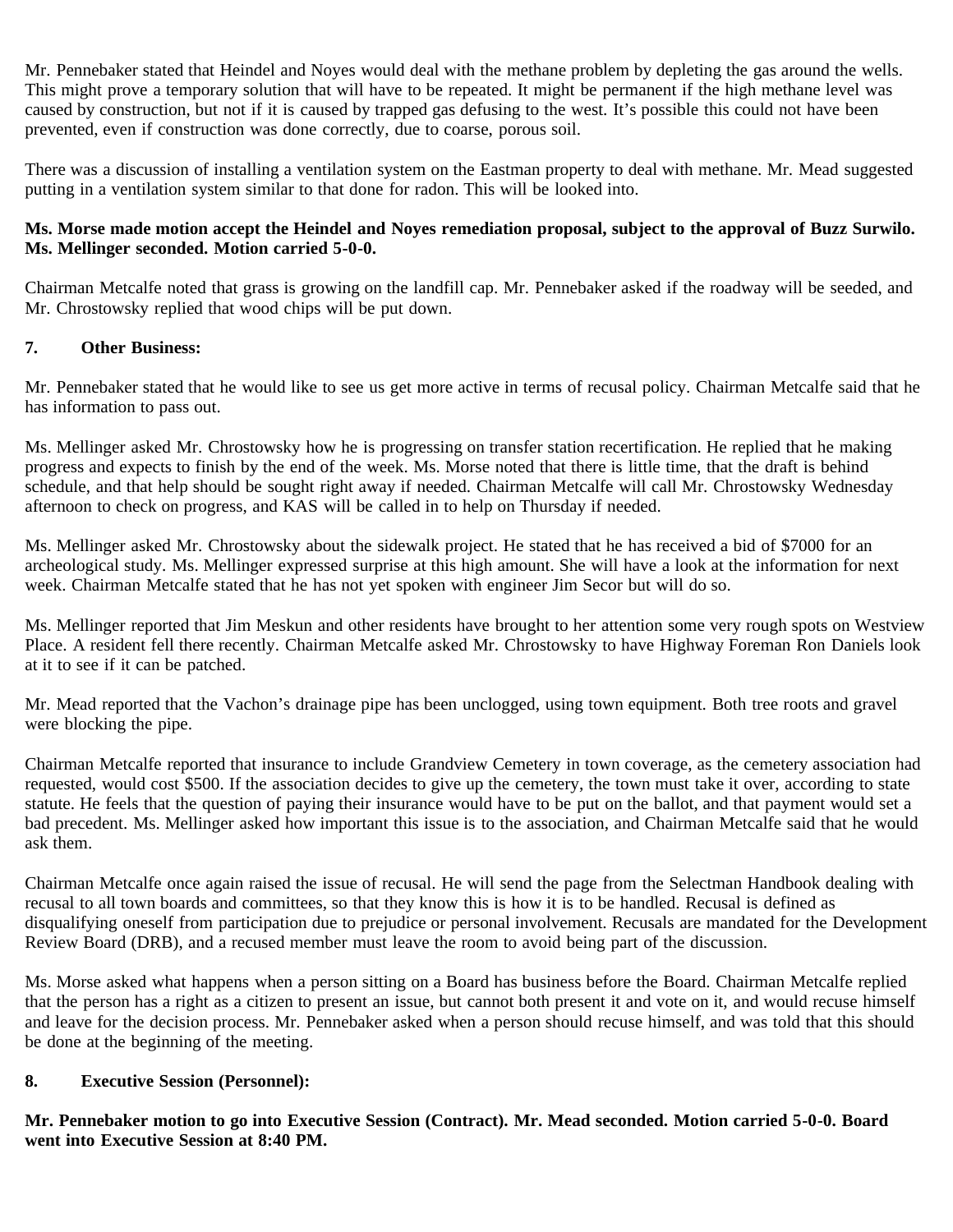Mr. Pennebaker stated that Heindel and Noyes would deal with the methane problem by depleting the gas around the wells. This might prove a temporary solution that will have to be repeated. It might be permanent if the high methane level was caused by construction, but not if it is caused by trapped gas defusing to the west. It's possible this could not have been prevented, even if construction was done correctly, due to coarse, porous soil.

There was a discussion of installing a ventilation system on the Eastman property to deal with methane. Mr. Mead suggested putting in a ventilation system similar to that done for radon. This will be looked into.

**Ms. Morse made motion accept the Heindel and Noyes remediation proposal, subject to the approval of Buzz Surwilo. Ms. Mellinger seconded. Motion carried 5-0-0.**

Chairman Metcalfe noted that grass is growing on the landfill cap. Mr. Pennebaker asked if the roadway will be seeded, and Mr. Chrostowsky replied that wood chips will be put down.

**7. Other Business:**

Mr. Pennebaker stated that he would like to see us get more active in terms of recusal policy. Chairman Metcalfe said that he has information to pass out.

Ms. Mellinger asked Mr. Chrostowsky how he is progressing on transfer station recertification. He replied that he making progress and expects to finish by the end of the week. Ms. Morse noted that there is little time, that the draft is behind schedule, and that help should be sought right away if needed. Chairman Metcalfe will call Mr. Chrostowsky Wednesday afternoon to check on progress, and KAS will be called in to help on Thursday if needed.

Ms. Mellinger asked Mr. Chrostowsky about the sidewalk project. He stated that he has received a bid of $7000 for an archeological study. Ms. Mellinger expressed surprise at this high amount. She will have a look at the information for next week. Chairman Metcalfe stated that he has not yet spoken with engineer Jim Secor but will do so.

Ms. Mellinger reported that Jim Meskun and other residents have brought to her attention some very rough spots on Westview Place. A resident fell there recently. Chairman Metcalfe asked Mr. Chrostowsky to have Highway Foreman Ron Daniels look at it to see if it can be patched.

Mr. Mead reported that the Vachon's drainage pipe has been unclogged, using town equipment. Both tree roots and gravel were blocking the pipe.

Chairman Metcalfe reported that insurance to include Grandview Cemetery in town coverage, as the cemetery association had requested, would cost $500. If the association decides to give up the cemetery, the town must take it over, according to state statute. He feels that the question of paying their insurance would have to be put on the ballot, and that payment would set a bad precedent. Ms. Mellinger asked how important this issue is to the association, and Chairman Metcalfe said that he would ask them.

Chairman Metcalfe once again raised the issue of recusal. He will send the page from the Selectman Handbook dealing with recusal to all town boards and committees, so that they know this is how it is to be handled. Recusal is defined as disqualifying oneself from participation due to prejudice or personal involvement. Recusals are mandated for the Development Review Board (DRB), and a recused member must leave the room to avoid being part of the discussion.

Ms. Morse asked what happens when a person sitting on a Board has business before the Board. Chairman Metcalfe replied that the person has a right as a citizen to present an issue, but cannot both present it and vote on it, and would recuse himself and leave for the decision process. Mr. Pennebaker asked when a person should recuse himself, and was told that this should be done at the beginning of the meeting.

**8. Executive Session (Personnel):**

**Mr. Pennebaker motion to go into Executive Session (Contract). Mr. Mead seconded. Motion carried 5-0-0. Board went into Executive Session at 8:40 PM.**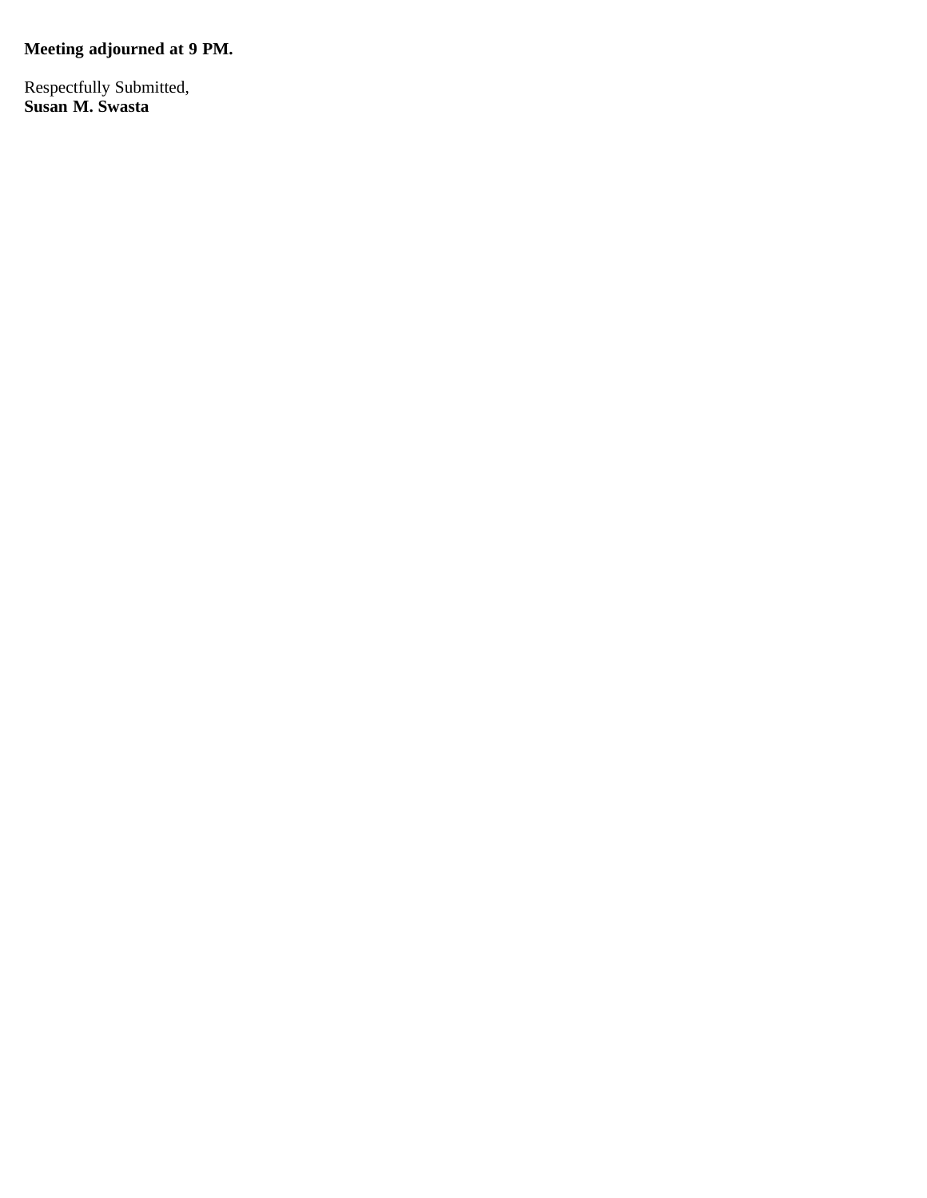**Meeting adjourned at 9 PM.**

Respectfully Submitted,
**Susan M. Swasta**